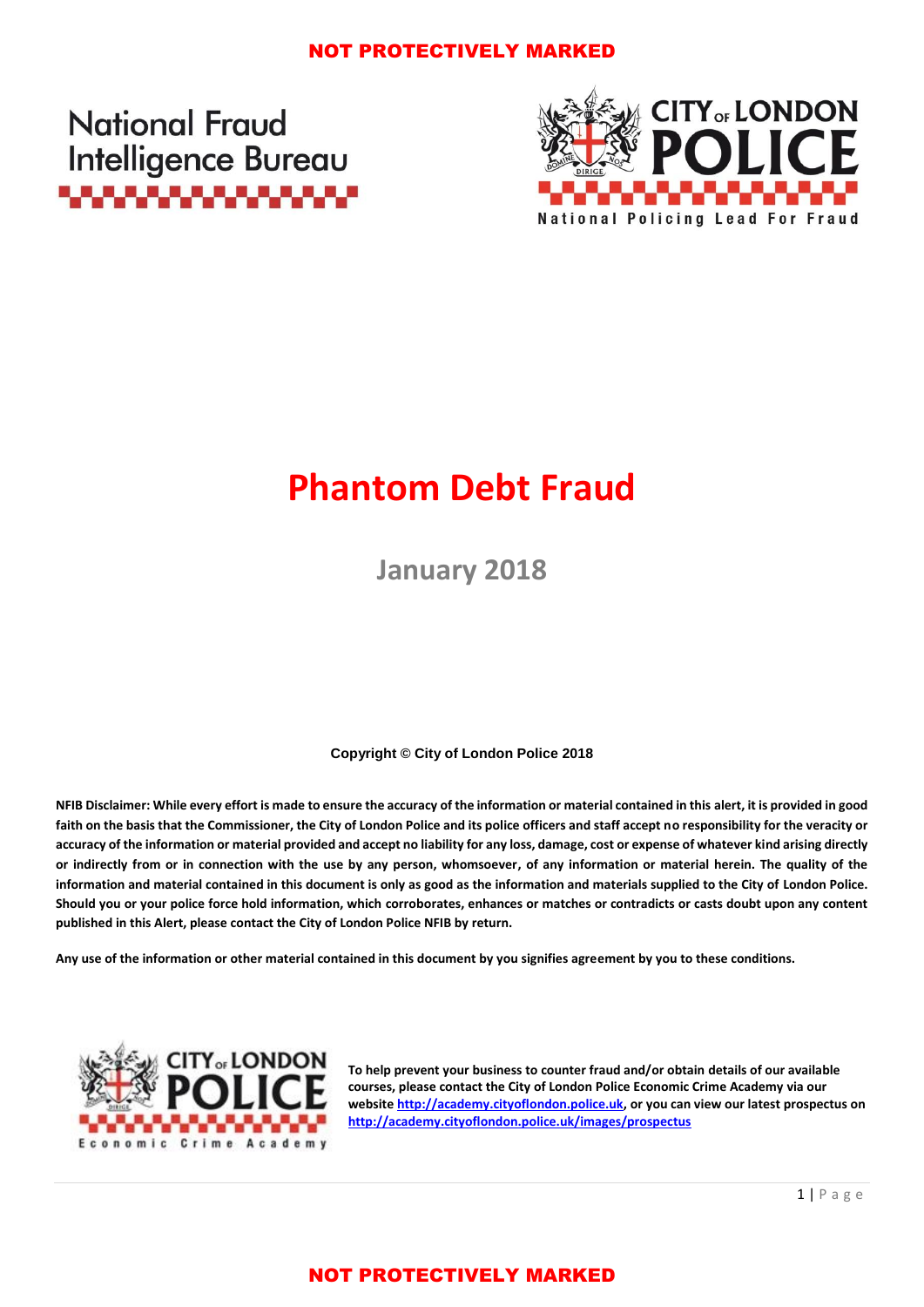NOT PROTECTIVELY MARKED

National Fraud Intelligence Bureau

CITY OF LONDON POLICE

National Policing Lead For Fraud

# Phantom Debt Fraud

## January 2018

**Copyright © City of London Police 2018**

**NFIB Disclaimer: While every effort is made to ensure the accuracy of the information or material contained in this alert, it is provided in good faith on the basis that the Commissioner, the City of London Police and its police officers and staff accept no responsibility for the veracity or accuracy of the information or material provided and accept no liability for any loss, damage, cost or expense of whatever kind arising directly or indirectly from or in connection with the use by any person, whomsoever, of any information or material herein. The quality of the information and material contained in this document is only as good as the information and materials supplied to the City of London Police. Should you or your police force hold information, which corroborates, enhances or matches or contradicts or casts doubt upon any content published in this Alert, please contact the City of London Police NFIB by return.**

**Any use of the information or other material contained in this document by you signifies agreement by you to these conditions.**

CITY OF LONDON POLICE

Economic Crime Academy

**To help prevent your business to counter fraud and/or obtain details of our available courses, please contact the City of London Police Economic Crime Academy via our website [http://academy.cityoflondon.police.uk](http://academy.cityoflondon.police.uk), or you can view our latest prospectus on [http://academy.cityoflondon.police.uk/images/prospectus](http://academy.cityoflondon.police.uk/images/prospectus)**

NOT PROTECTIVELY MARKED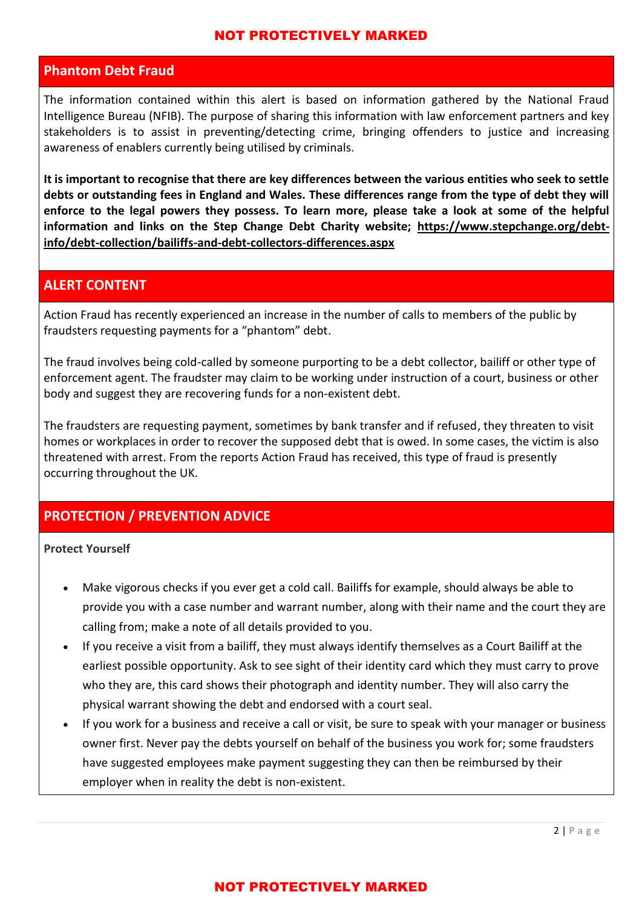## Phantom Debt Fraud

The information contained within this alert is based on information gathered by the National Fraud Intelligence Bureau (NFIB). The purpose of sharing this information with law enforcement partners and key stakeholders is to assist in preventing/detecting crime, bringing offenders to justice and increasing awareness of enablers currently being utilised by criminals.

**It is important to recognise that there are key differences between the various entities who seek to settle debts or outstanding fees in England and Wales. These differences range from the type of debt they will enforce to the legal powers they possess. To learn more, please take a look at some of the helpful information and links on the Step Change Debt Charity website; https://www.stepchange.org/debt-info/debt-collection/bailiffs-and-debt-collectors-differences.aspx**

## ALERT CONTENT

Action Fraud has recently experienced an increase in the number of calls to members of the public by fraudsters requesting payments for a "phantom" debt.

The fraud involves being cold-called by someone purporting to be a debt collector, bailiff or other type of enforcement agent. The fraudster may claim to be working under instruction of a court, business or other body and suggest they are recovering funds for a non-existent debt.

The fraudsters are requesting payment, sometimes by bank transfer and if refused, they threaten to visit homes or workplaces in order to recover the supposed debt that is owed. In some cases, the victim is also threatened with arrest. From the reports Action Fraud has received, this type of fraud is presently occurring throughout the UK.

## PROTECTION / PREVENTION ADVICE

**Protect Yourself**

- Make vigorous checks if you ever get a cold call. Bailiffs for example, should always be able to provide you with a case number and warrant number, along with their name and the court they are calling from; make a note of all details provided to you.
- If you receive a visit from a bailiff, they must always identify themselves as a Court Bailiff at the earliest possible opportunity. Ask to see sight of their identity card which they must carry to prove who they are, this card shows their photograph and identity number. They will also carry the physical warrant showing the debt and endorsed with a court seal.
- If you work for a business and receive a call or visit, be sure to speak with your manager or business owner first. Never pay the debts yourself on behalf of the business you work for; some fraudsters have suggested employees make payment suggesting they can then be reimbursed by their employer when in reality the debt is non-existent.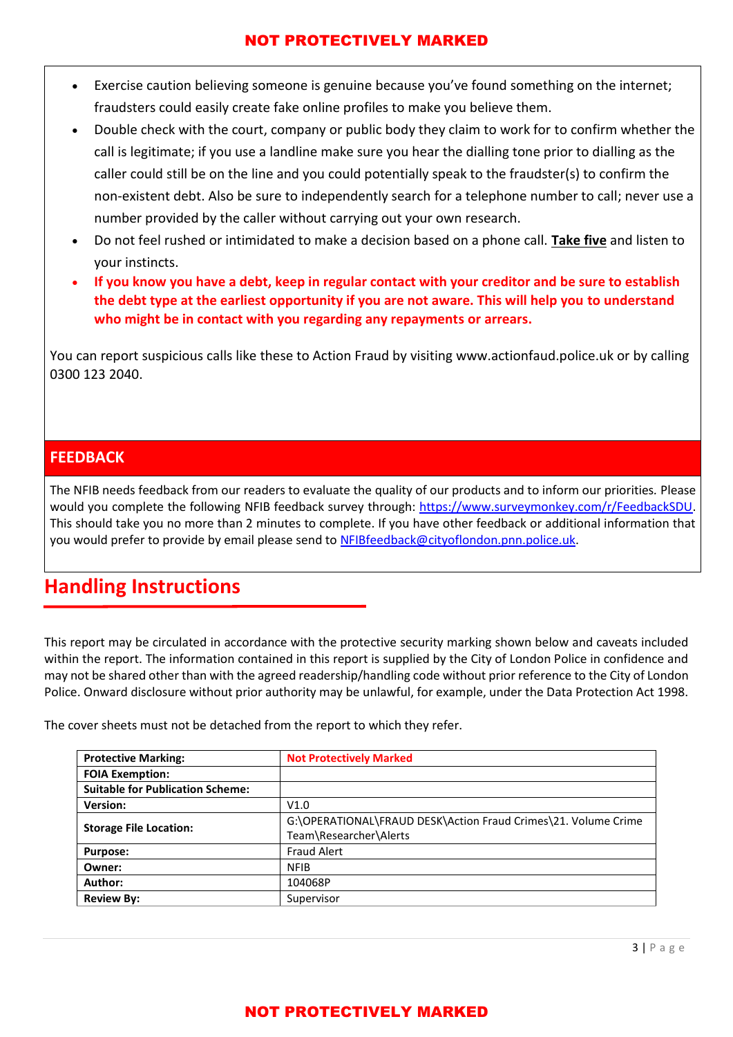- Exercise caution believing someone is genuine because you've found something on the internet; fraudsters could easily create fake online profiles to make you believe them.
- Double check with the court, company or public body they claim to work for to confirm whether the call is legitimate; if you use a landline make sure you hear the dialling tone prior to dialling as the caller could still be on the line and you could potentially speak to the fraudster(s) to confirm the non-existent debt. Also be sure to independently search for a telephone number to call; never use a number provided by the caller without carrying out your own research.
- Do not feel rushed or intimidated to make a decision based on a phone call. **Take five** and listen to your instincts.
- **If you know you have a debt, keep in regular contact with your creditor and be sure to establish the debt type at the earliest opportunity if you are not aware. This will help you to understand who might be in contact with you regarding any repayments or arrears.**

You can report suspicious calls like these to Action Fraud by visiting www.actionfaud.police.uk or by calling 0300 123 2040.

## FEEDBACK

The NFIB needs feedback from our readers to evaluate the quality of our products and to inform our priorities. Please would you complete the following NFIB feedback survey through: https://www.surveymonkey.com/r/FeedbackSDU. This should take you no more than 2 minutes to complete. If you have other feedback or additional information that you would prefer to provide by email please send to NFIBfeedback@cityoflondon.pnn.police.uk.

# Handling Instructions

This report may be circulated in accordance with the protective security marking shown below and caveats included within the report. The information contained in this report is supplied by the City of London Police in confidence and may not be shared other than with the agreed readership/handling code without prior reference to the City of London Police. Onward disclosure without prior authority may be unlawful, for example, under the Data Protection Act 1998.

The cover sheets must not be detached from the report to which they refer.

| | |
|---|---|
| **Protective Marking:** | **Not Protectively Marked** |
| **FOIA Exemption:** | |
| **Suitable for Publication Scheme:** | |
| **Version:** | V1.0 |
| **Storage File Location:** | G:\OPERATIONAL\FRAUD DESK\Action Fraud Crimes\21. Volume Crime Team\Researcher\Alerts |
| **Purpose:** | Fraud Alert |
| **Owner:** | NFIB |
| **Author:** | 104068P |
| **Review By:** | Supervisor |